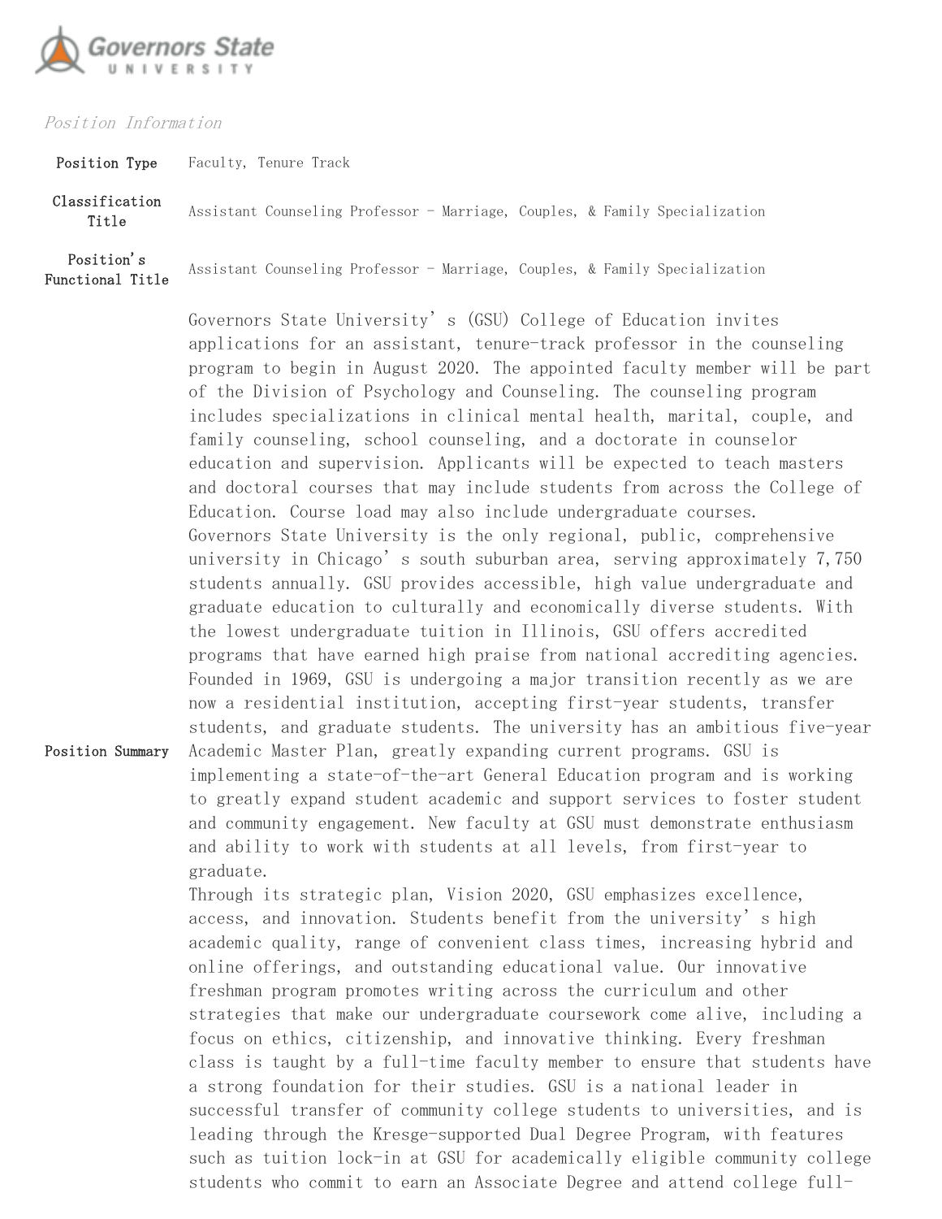Governors State University

*Position Information*

| | |
|---|---|
| **Position Type** | Faculty, Tenure Track |
| **Classification Title** | Assistant Counseling Professor - Marriage, Couples, & Family Specialization |
| **Position's Functional Title** | Assistant Counseling Professor - Marriage, Couples, & Family Specialization |

**Position Summary**

Governors State University's (GSU) College of Education invites applications for an assistant, tenure-track professor in the counseling program to begin in August 2020. The appointed faculty member will be part of the Division of Psychology and Counseling. The counseling program includes specializations in clinical mental health, marital, couple, and family counseling, school counseling, and a doctorate in counselor education and supervision. Applicants will be expected to teach masters and doctoral courses that may include students from across the College of Education. Course load may also include undergraduate courses.

Governors State University is the only regional, public, comprehensive university in Chicago's south suburban area, serving approximately 7,750 students annually. GSU provides accessible, high value undergraduate and graduate education to culturally and economically diverse students. With the lowest undergraduate tuition in Illinois, GSU offers accredited programs that have earned high praise from national accrediting agencies. Founded in 1969, GSU is undergoing a major transition recently as we are now a residential institution, accepting first-year students, transfer students, and graduate students. The university has an ambitious five-year Academic Master Plan, greatly expanding current programs. GSU is implementing a state-of-the-art General Education program and is working to greatly expand student academic and support services to foster student and community engagement. New faculty at GSU must demonstrate enthusiasm and ability to work with students at all levels, from first-year to graduate.

Through its strategic plan, Vision 2020, GSU emphasizes excellence, access, and innovation. Students benefit from the university's high academic quality, range of convenient class times, increasing hybrid and online offerings, and outstanding educational value. Our innovative freshman program promotes writing across the curriculum and other strategies that make our undergraduate coursework come alive, including a focus on ethics, citizenship, and innovative thinking. Every freshman class is taught by a full-time faculty member to ensure that students have a strong foundation for their studies. GSU is a national leader in successful transfer of community college students to universities, and is leading through the Kresge-supported Dual Degree Program, with features such as tuition lock-in at GSU for academically eligible community college students who commit to earn an Associate Degree and attend college full-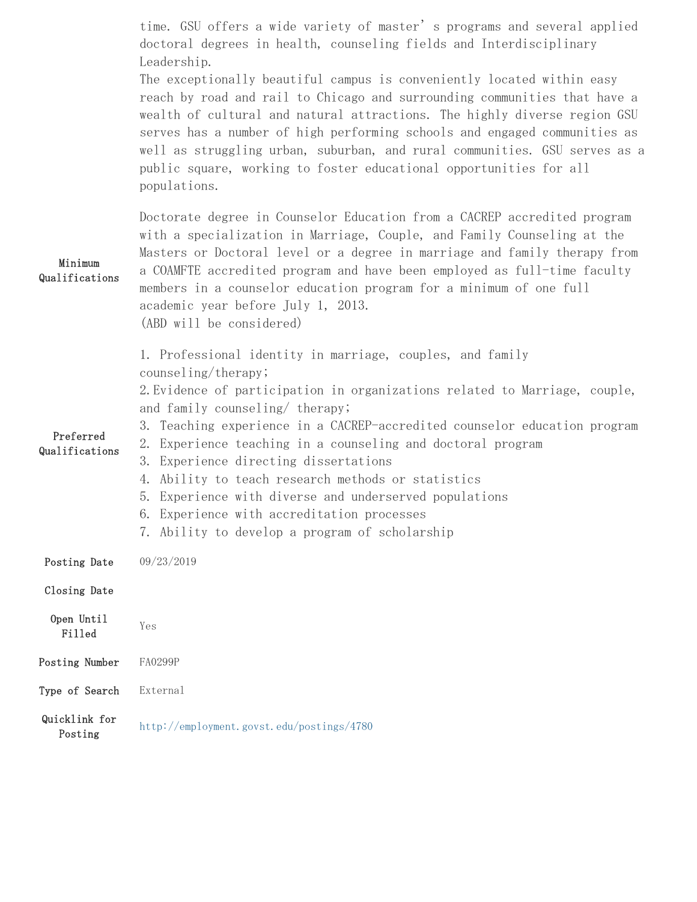time. GSU offers a wide variety of master's programs and several applied doctoral degrees in health, counseling fields and Interdisciplinary Leadership.
The exceptionally beautiful campus is conveniently located within easy reach by road and rail to Chicago and surrounding communities that have a wealth of cultural and natural attractions. The highly diverse region GSU serves has a number of high performing schools and engaged communities as well as struggling urban, suburban, and rural communities. GSU serves as a public square, working to foster educational opportunities for all populations.

| | |
|---|---|
| **Minimum Qualifications** | Doctorate degree in Counselor Education from a CACREP accredited program with a specialization in Marriage, Couple, and Family Counseling at the Masters or Doctoral level or a degree in marriage and family therapy from a COAMFTE accredited program and have been employed as full-time faculty members in a counselor education program for a minimum of one full academic year before July 1, 2013.<br>(ABD will be considered) |
| **Preferred Qualifications** | 1. Professional identity in marriage, couples, and family counseling/therapy;<br>2. Evidence of participation in organizations related to Marriage, couple, and family counseling/ therapy;<br>3. Teaching experience in a CACREP-accredited counselor education program<br>2. Experience teaching in a counseling and doctoral program<br>3. Experience directing dissertations<br>4. Ability to teach research methods or statistics<br>5. Experience with diverse and underserved populations<br>6. Experience with accreditation processes<br>7. Ability to develop a program of scholarship |
| **Posting Date** | 09/23/2019 |
| **Closing Date** | |
| **Open Until Filled** | Yes |
| **Posting Number** | FA0299P |
| **Type of Search** | External |
| **Quicklink for Posting** | http://employment.govst.edu/postings/4780 |